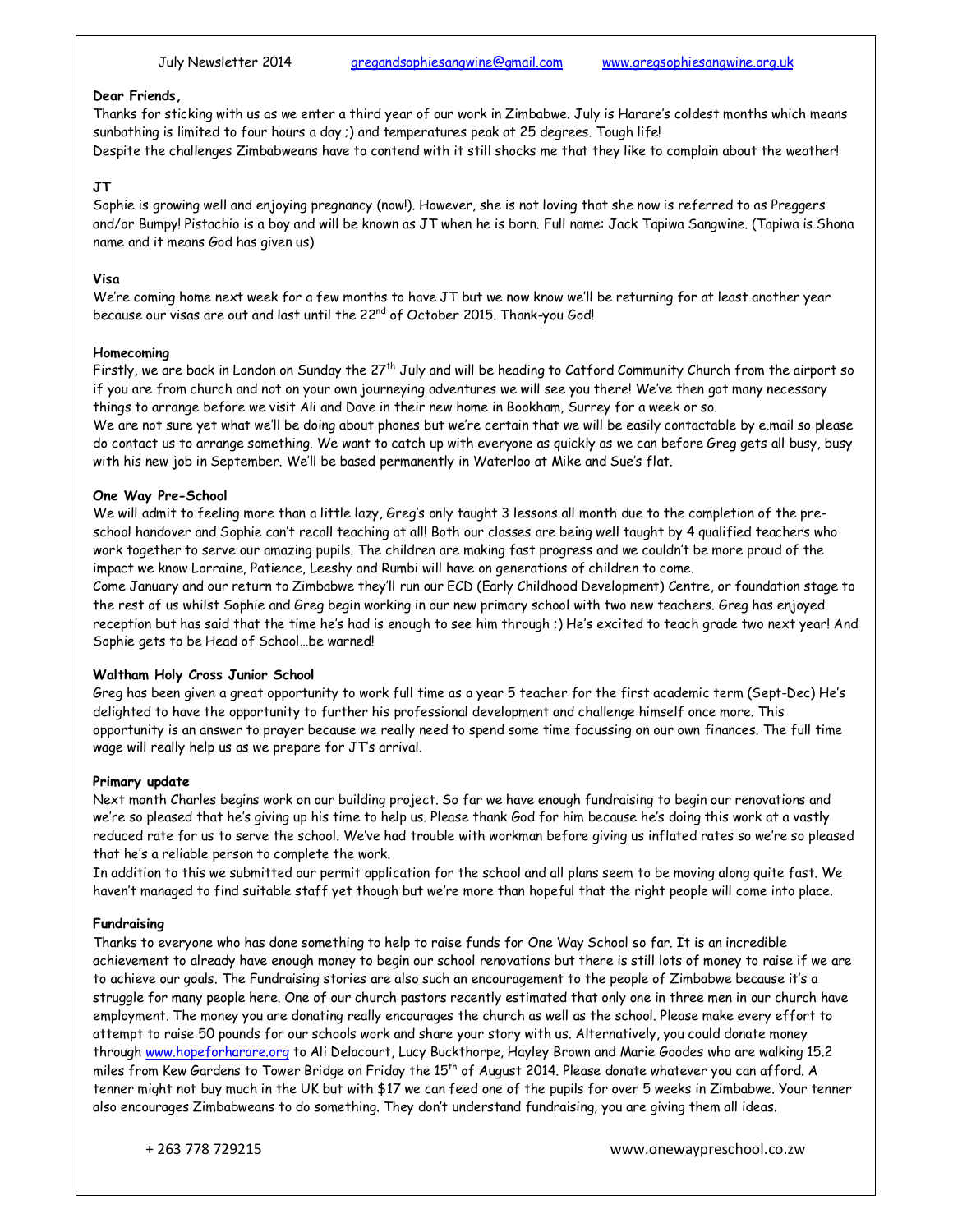July Newsletter 2014 gregandsophiesangwine@gmail.com www.gregsophiesangwine.org.uk

**Dear Friends,**

Thanks for sticking with us as we enter a third year of our work in Zimbabwe. July is Harare's coldest months which means sunbathing is limited to four hours a day ;) and temperatures peak at 25 degrees. Tough life!

Despite the challenges Zimbabweans have to contend with it still shocks me that they like to complain about the weather!

**JT**

Sophie is growing well and enjoying pregnancy (now!). However, she is not loving that she now is referred to as Preggers and/or Bumpy! Pistachio is a boy and will be known as JT when he is born. Full name: Jack Tapiwa Sangwine. (Tapiwa is Shona name and it means God has given us)

**Visa**

We're coming home next week for a few months to have JT but we now know we'll be returning for at least another year because our visas are out and last until the 22nd of October 2015. Thank-you God!

**Homecoming**

Firstly, we are back in London on Sunday the 27th July and will be heading to Catford Community Church from the airport so if you are from church and not on your own journeying adventures we will see you there! We've then got many necessary things to arrange before we visit Ali and Dave in their new home in Bookham, Surrey for a week or so.

We are not sure yet what we'll be doing about phones but we're certain that we will be easily contactable by e.mail so please do contact us to arrange something. We want to catch up with everyone as quickly as we can before Greg gets all busy, busy with his new job in September. We'll be based permanently in Waterloo at Mike and Sue's flat.

**One Way Pre-School**

We will admit to feeling more than a little lazy, Greg's only taught 3 lessons all month due to the completion of the pre-school handover and Sophie can't recall teaching at all! Both our classes are being well taught by 4 qualified teachers who work together to serve our amazing pupils. The children are making fast progress and we couldn't be more proud of the impact we know Lorraine, Patience, Leeshy and Rumbi will have on generations of children to come.

Come January and our return to Zimbabwe they'll run our ECD (Early Childhood Development) Centre, or foundation stage to the rest of us whilst Sophie and Greg begin working in our new primary school with two new teachers. Greg has enjoyed reception but has said that the time he's had is enough to see him through ;) He's excited to teach grade two next year! And Sophie gets to be Head of School…be warned!

**Waltham Holy Cross Junior School**

Greg has been given a great opportunity to work full time as a year 5 teacher for the first academic term (Sept-Dec) He's delighted to have the opportunity to further his professional development and challenge himself once more. This opportunity is an answer to prayer because we really need to spend some time focussing on our own finances. The full time wage will really help us as we prepare for JT's arrival.

**Primary update**

Next month Charles begins work on our building project. So far we have enough fundraising to begin our renovations and we're so pleased that he's giving up his time to help us. Please thank God for him because he's doing this work at a vastly reduced rate for us to serve the school. We've had trouble with workman before giving us inflated rates so we're so pleased that he's a reliable person to complete the work.

In addition to this we submitted our permit application for the school and all plans seem to be moving along quite fast. We haven't managed to find suitable staff yet though but we're more than hopeful that the right people will come into place.

**Fundraising**

Thanks to everyone who has done something to help to raise funds for One Way School so far. It is an incredible achievement to already have enough money to begin our school renovations but there is still lots of money to raise if we are to achieve our goals. The Fundraising stories are also such an encouragement to the people of Zimbabwe because it's a struggle for many people here. One of our church pastors recently estimated that only one in three men in our church have employment. The money you are donating really encourages the church as well as the school. Please make every effort to attempt to raise 50 pounds for our schools work and share your story with us. Alternatively, you could donate money through www.hopeforharare.org to Ali Delacourt, Lucy Buckthorpe, Hayley Brown and Marie Goodes who are walking 15.2 miles from Kew Gardens to Tower Bridge on Friday the 15th of August 2014. Please donate whatever you can afford. A tenner might not buy much in the UK but with $17 we can feed one of the pupils for over 5 weeks in Zimbabwe. Your tenner also encourages Zimbabweans to do something. They don't understand fundraising, you are giving them all ideas.

+ 263 778 729215 www.onewaypreschool.co.zw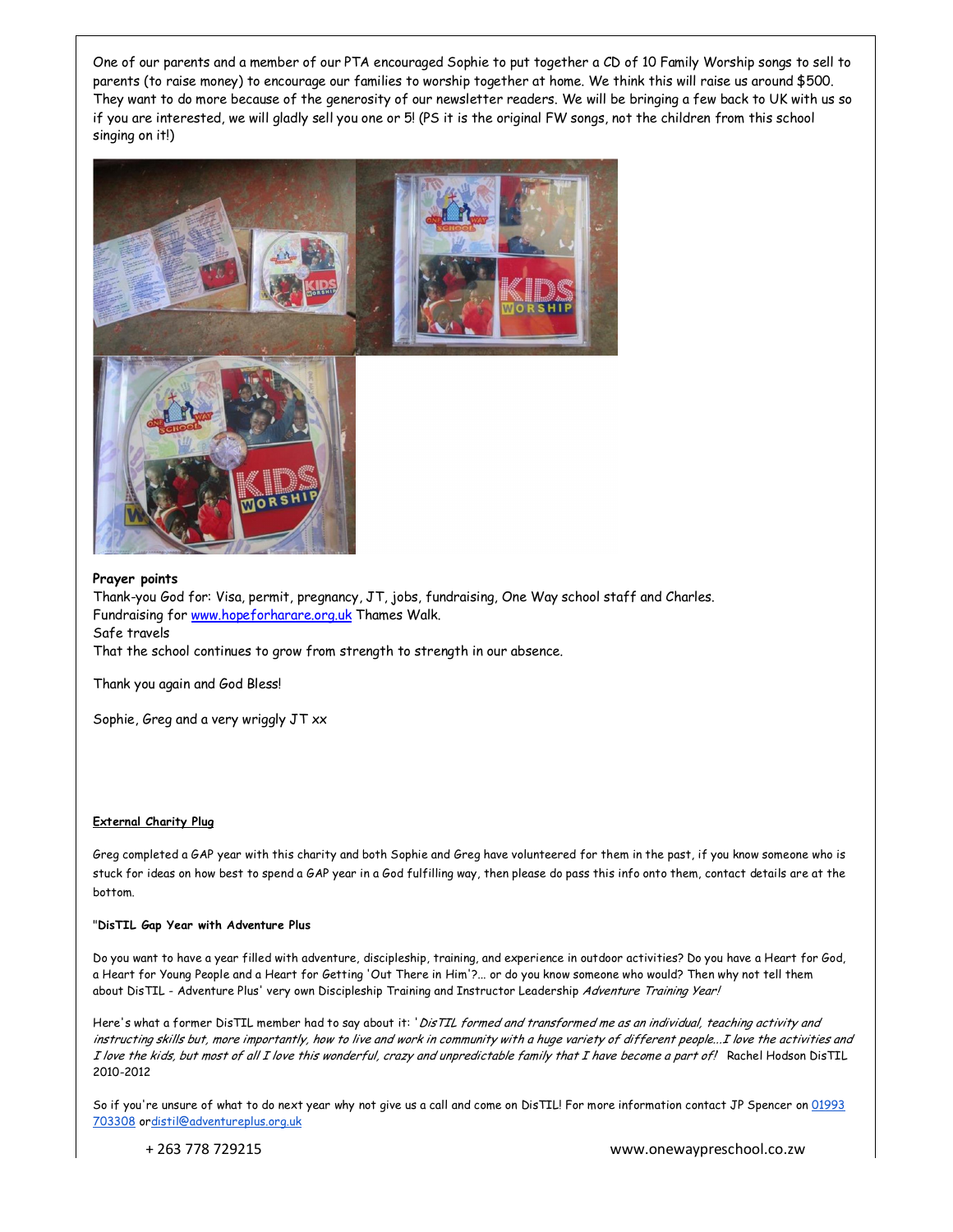One of our parents and a member of our PTA encouraged Sophie to put together a CD of 10 Family Worship songs to sell to parents (to raise money) to encourage our families to worship together at home. We think this will raise us around $500. They want to do more because of the generosity of our newsletter readers. We will be bringing a few back to UK with us so if you are interested, we will gladly sell you one or 5! (PS it is the original FW songs, not the children from this school singing on it!)

**Prayer points**

Thank-you God for: Visa, permit, pregnancy, JT, jobs, fundraising, One Way school staff and Charles.
Fundraising for www.hopeforharare.org.uk Thames Walk.
Safe travels
That the school continues to grow from strength to strength in our absence.

Thank you again and God Bless!

Sophie, Greg and a very wriggly JT xx

**External Charity Plug**

Greg completed a GAP year with this charity and both Sophie and Greg have volunteered for them in the past, if you know someone who is stuck for ideas on how best to spend a GAP year in a God fulfilling way, then please do pass this info onto them, contact details are at the bottom.

"**DisTIL Gap Year with Adventure Plus**

Do you want to have a year filled with adventure, discipleship, training, and experience in outdoor activities? Do you have a Heart for God, a Heart for Young People and a Heart for Getting 'Out There in Him'?... or do you know someone who would? Then why not tell them about DisTIL - Adventure Plus' very own Discipleship Training and Instructor Leadership *Adventure Training Year!*

Here's what a former DisTIL member had to say about it: '*DisTIL formed and transformed me as an individual, teaching activity and instructing skills but, more importantly, how to live and work in community with a huge variety of different people...I love the activities and I love the kids, but most of all I love this wonderful, crazy and unpredictable family that I have become a part of!* Rachel Hodson DisTIL 2010-2012

So if you're unsure of what to do next year why not give us a call and come on DisTIL! For more information contact JP Spencer on 01993 703308 or distil@adventureplus.org.uk

+ 263 778 729215 www.onewaypreschool.co.zw